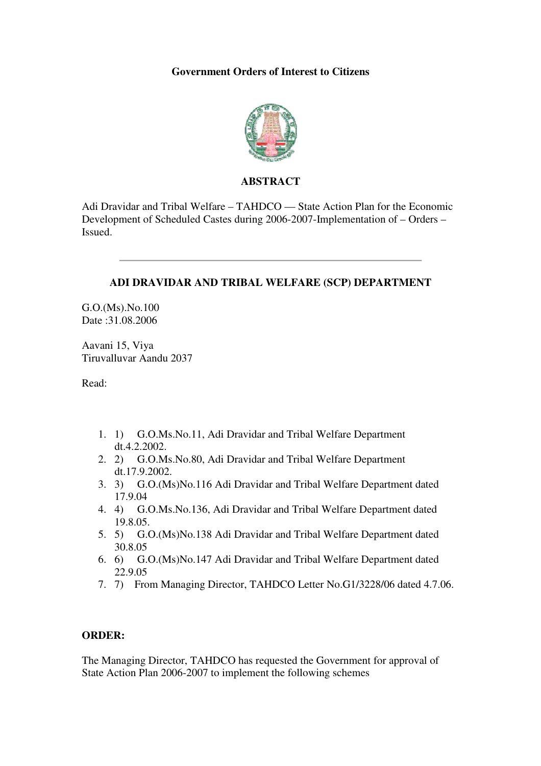**Government Orders of Interest to Citizens**

**ABSTRACT**

Adi Dravidar and Tribal Welfare – TAHDCO — State Action Plan for the Economic Development of Scheduled Castes during 2006-2007-Implementation of – Orders – Issued.

---

**ADI DRAVIDAR AND TRIBAL WELFARE (SCP) DEPARTMENT**

G.O.(Ms).No.100
Date :31.08.2006

Aavani 15, Viya
Tiruvalluvar Aandu 2037

Read:

1. 1) G.O.Ms.No.11, Adi Dravidar and Tribal Welfare Department dt.4.2.2002.
2. 2) G.O.Ms.No.80, Adi Dravidar and Tribal Welfare Department dt.17.9.2002.
3. 3) G.O.(Ms)No.116 Adi Dravidar and Tribal Welfare Department dated 17.9.04
4. 4) G.O.Ms.No.136, Adi Dravidar and Tribal Welfare Department dated 19.8.05.
5. 5) G.O.(Ms)No.138 Adi Dravidar and Tribal Welfare Department dated 30.8.05
6. 6) G.O.(Ms)No.147 Adi Dravidar and Tribal Welfare Department dated 22.9.05
7. 7) From Managing Director, TAHDCO Letter No.G1/3228/06 dated 4.7.06.

**ORDER:**

The Managing Director, TAHDCO has requested the Government for approval of State Action Plan 2006-2007 to implement the following schemes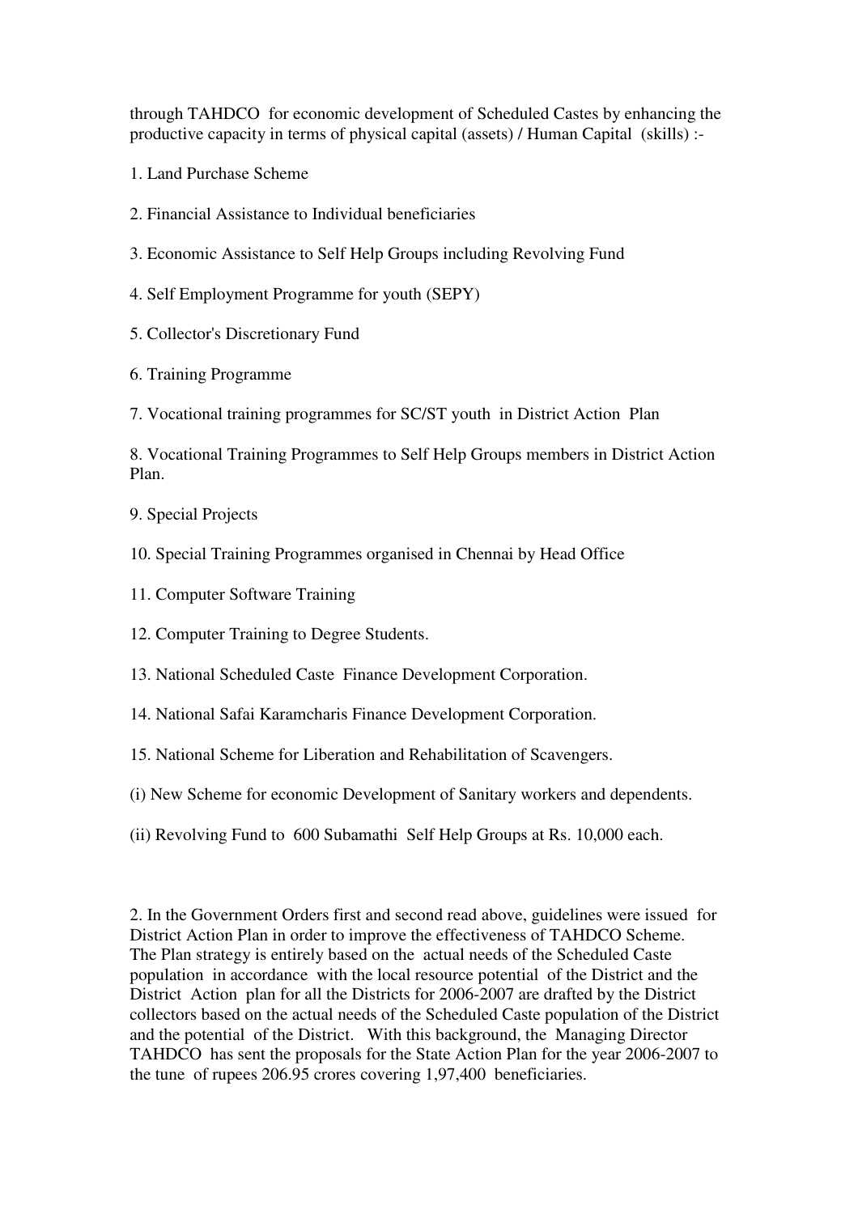through TAHDCO for economic development of Scheduled Castes by enhancing the productive capacity in terms of physical capital (assets) / Human Capital (skills) :-

1. Land Purchase Scheme

2. Financial Assistance to Individual beneficiaries

3. Economic Assistance to Self Help Groups including Revolving Fund

4. Self Employment Programme for youth (SEPY)

5. Collector's Discretionary Fund

6. Training Programme

7. Vocational training programmes for SC/ST youth in District Action Plan

8. Vocational Training Programmes to Self Help Groups members in District Action Plan.

9. Special Projects

10. Special Training Programmes organised in Chennai by Head Office

11. Computer Software Training

12. Computer Training to Degree Students.

13. National Scheduled Caste Finance Development Corporation.

14. National Safai Karamcharis Finance Development Corporation.

15. National Scheme for Liberation and Rehabilitation of Scavengers.

(i) New Scheme for economic Development of Sanitary workers and dependents.

(ii) Revolving Fund to 600 Subamathi Self Help Groups at Rs. 10,000 each.

2. In the Government Orders first and second read above, guidelines were issued for District Action Plan in order to improve the effectiveness of TAHDCO Scheme. The Plan strategy is entirely based on the actual needs of the Scheduled Caste population in accordance with the local resource potential of the District and the District Action plan for all the Districts for 2006-2007 are drafted by the District collectors based on the actual needs of the Scheduled Caste population of the District and the potential of the District. With this background, the Managing Director TAHDCO has sent the proposals for the State Action Plan for the year 2006-2007 to the tune of rupees 206.95 crores covering 1,97,400 beneficiaries.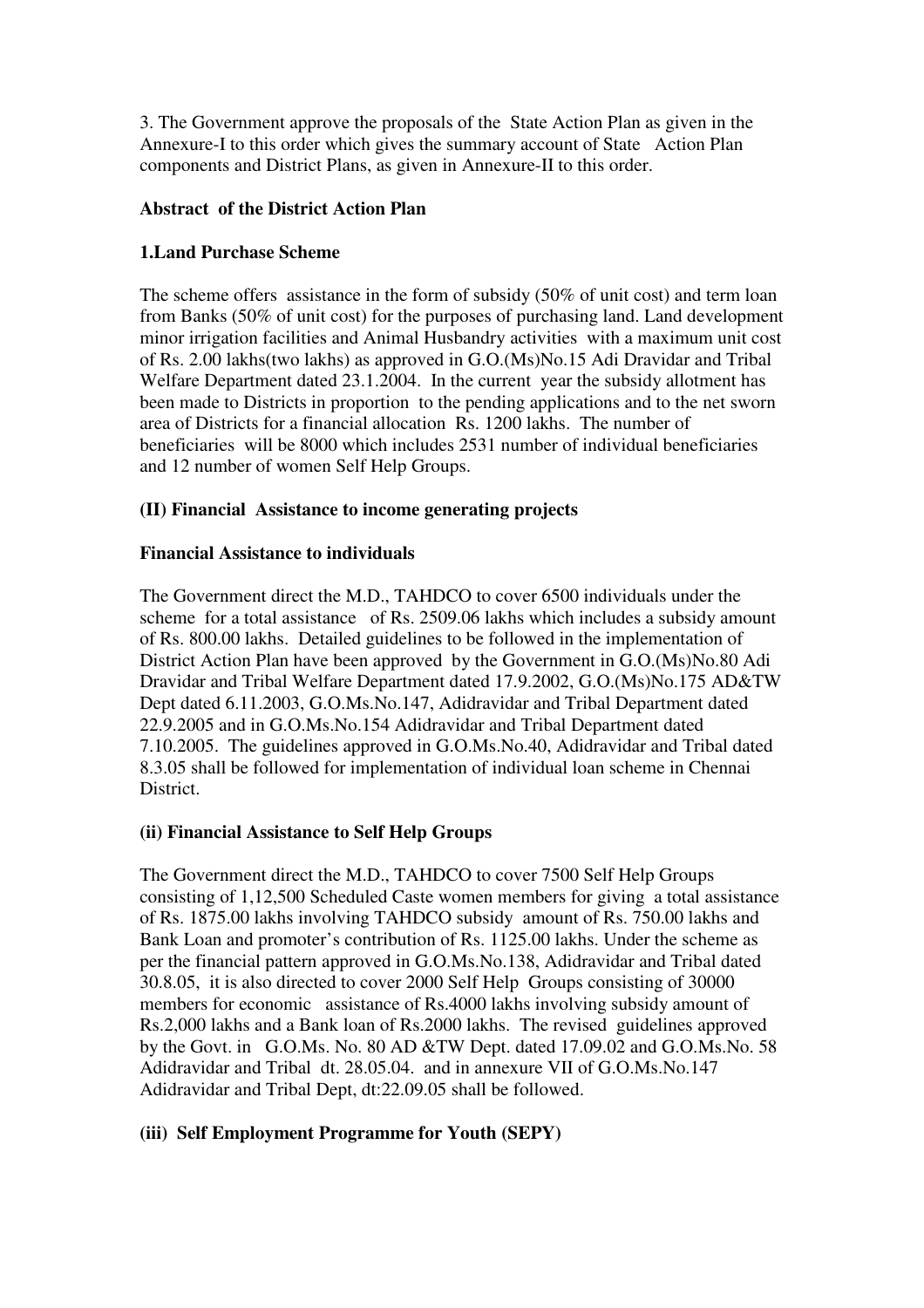3. The Government approve the proposals of the State Action Plan as given in the Annexure-I to this order which gives the summary account of State Action Plan components and District Plans, as given in Annexure-II to this order.

**Abstract of the District Action Plan**

**1.Land Purchase Scheme**

The scheme offers assistance in the form of subsidy (50% of unit cost) and term loan from Banks (50% of unit cost) for the purposes of purchasing land. Land development minor irrigation facilities and Animal Husbandry activities with a maximum unit cost of Rs. 2.00 lakhs(two lakhs) as approved in G.O.(Ms)No.15 Adi Dravidar and Tribal Welfare Department dated 23.1.2004. In the current year the subsidy allotment has been made to Districts in proportion to the pending applications and to the net sworn area of Districts for a financial allocation Rs. 1200 lakhs. The number of beneficiaries will be 8000 which includes 2531 number of individual beneficiaries and 12 number of women Self Help Groups.

**(II) Financial Assistance to income generating projects**

**Financial Assistance to individuals**

The Government direct the M.D., TAHDCO to cover 6500 individuals under the scheme for a total assistance of Rs. 2509.06 lakhs which includes a subsidy amount of Rs. 800.00 lakhs. Detailed guidelines to be followed in the implementation of District Action Plan have been approved by the Government in G.O.(Ms)No.80 Adi Dravidar and Tribal Welfare Department dated 17.9.2002, G.O.(Ms)No.175 AD&TW Dept dated 6.11.2003, G.O.Ms.No.147, Adidravidar and Tribal Department dated 22.9.2005 and in G.O.Ms.No.154 Adidravidar and Tribal Department dated 7.10.2005. The guidelines approved in G.O.Ms.No.40, Adidravidar and Tribal dated 8.3.05 shall be followed for implementation of individual loan scheme in Chennai District.

**(ii) Financial Assistance to Self Help Groups**

The Government direct the M.D., TAHDCO to cover 7500 Self Help Groups consisting of 1,12,500 Scheduled Caste women members for giving a total assistance of Rs. 1875.00 lakhs involving TAHDCO subsidy amount of Rs. 750.00 lakhs and Bank Loan and promoter's contribution of Rs. 1125.00 lakhs. Under the scheme as per the financial pattern approved in G.O.Ms.No.138, Adidravidar and Tribal dated 30.8.05, it is also directed to cover 2000 Self Help Groups consisting of 30000 members for economic assistance of Rs.4000 lakhs involving subsidy amount of Rs.2,000 lakhs and a Bank loan of Rs.2000 lakhs. The revised guidelines approved by the Govt. in G.O.Ms. No. 80 AD &TW Dept. dated 17.09.02 and G.O.Ms.No. 58 Adidravidar and Tribal dt. 28.05.04. and in annexure VII of G.O.Ms.No.147 Adidravidar and Tribal Dept, dt:22.09.05 shall be followed.

**(iii) Self Employment Programme for Youth (SEPY)**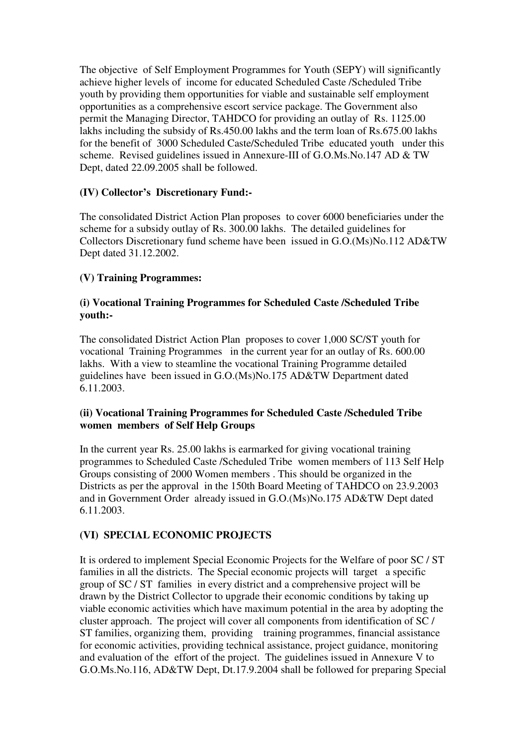The objective of Self Employment Programmes for Youth (SEPY) will significantly achieve higher levels of income for educated Scheduled Caste /Scheduled Tribe youth by providing them opportunities for viable and sustainable self employment opportunities as a comprehensive escort service package. The Government also permit the Managing Director, TAHDCO for providing an outlay of Rs. 1125.00 lakhs including the subsidy of Rs.450.00 lakhs and the term loan of Rs.675.00 lakhs for the benefit of 3000 Scheduled Caste/Scheduled Tribe educated youth under this scheme. Revised guidelines issued in Annexure-III of G.O.Ms.No.147 AD & TW Dept, dated 22.09.2005 shall be followed.

**(IV) Collector's Discretionary Fund:-**

The consolidated District Action Plan proposes to cover 6000 beneficiaries under the scheme for a subsidy outlay of Rs. 300.00 lakhs. The detailed guidelines for Collectors Discretionary fund scheme have been issued in G.O.(Ms)No.112 AD&TW Dept dated 31.12.2002.

**(V) Training Programmes:**

**(i) Vocational Training Programmes for Scheduled Caste /Scheduled Tribe youth:-**

The consolidated District Action Plan proposes to cover 1,000 SC/ST youth for vocational Training Programmes in the current year for an outlay of Rs. 600.00 lakhs. With a view to steamline the vocational Training Programme detailed guidelines have been issued in G.O.(Ms)No.175 AD&TW Department dated 6.11.2003.

**(ii) Vocational Training Programmes for Scheduled Caste /Scheduled Tribe women members of Self Help Groups**

In the current year Rs. 25.00 lakhs is earmarked for giving vocational training programmes to Scheduled Caste /Scheduled Tribe women members of 113 Self Help Groups consisting of 2000 Women members . This should be organized in the Districts as per the approval in the 150th Board Meeting of TAHDCO on 23.9.2003 and in Government Order already issued in G.O.(Ms)No.175 AD&TW Dept dated 6.11.2003.

**(VI) SPECIAL ECONOMIC PROJECTS**

It is ordered to implement Special Economic Projects for the Welfare of poor SC / ST families in all the districts. The Special economic projects will target a specific group of SC / ST families in every district and a comprehensive project will be drawn by the District Collector to upgrade their economic conditions by taking up viable economic activities which have maximum potential in the area by adopting the cluster approach. The project will cover all components from identification of SC / ST families, organizing them, providing training programmes, financial assistance for economic activities, providing technical assistance, project guidance, monitoring and evaluation of the effort of the project. The guidelines issued in Annexure V to G.O.Ms.No.116, AD&TW Dept, Dt.17.9.2004 shall be followed for preparing Special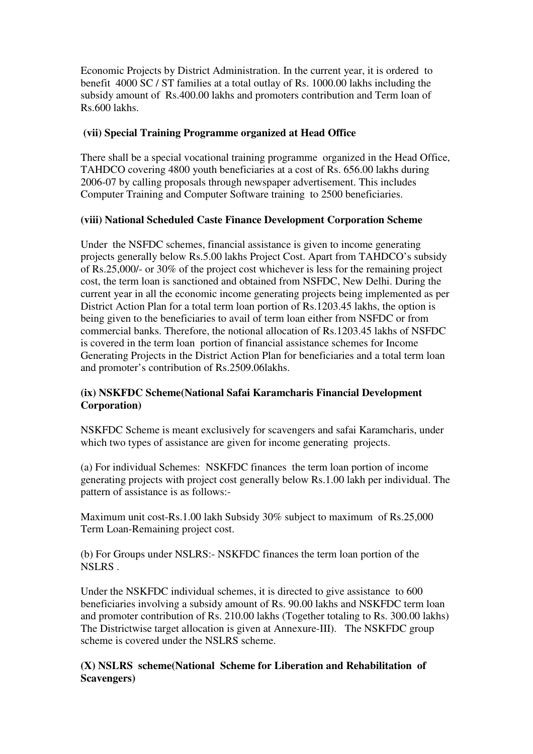Economic Projects by District Administration. In the current year, it is ordered to benefit 4000 SC / ST families at a total outlay of Rs. 1000.00 lakhs including the subsidy amount of Rs.400.00 lakhs and promoters contribution and Term loan of Rs.600 lakhs.

**(vii) Special Training Programme organized at Head Office**

There shall be a special vocational training programme organized in the Head Office, TAHDCO covering 4800 youth beneficiaries at a cost of Rs. 656.00 lakhs during 2006-07 by calling proposals through newspaper advertisement. This includes Computer Training and Computer Software training to 2500 beneficiaries.

**(viii) National Scheduled Caste Finance Development Corporation Scheme**

Under the NSFDC schemes, financial assistance is given to income generating projects generally below Rs.5.00 lakhs Project Cost. Apart from TAHDCO's subsidy of Rs.25,000/- or 30% of the project cost whichever is less for the remaining project cost, the term loan is sanctioned and obtained from NSFDC, New Delhi. During the current year in all the economic income generating projects being implemented as per District Action Plan for a total term loan portion of Rs.1203.45 lakhs, the option is being given to the beneficiaries to avail of term loan either from NSFDC or from commercial banks. Therefore, the notional allocation of Rs.1203.45 lakhs of NSFDC is covered in the term loan portion of financial assistance schemes for Income Generating Projects in the District Action Plan for beneficiaries and a total term loan and promoter's contribution of Rs.2509.06lakhs.

**(ix) NSKFDC Scheme(National Safai Karamcharis Financial Development Corporation)**

NSKFDC Scheme is meant exclusively for scavengers and safai Karamcharis, under which two types of assistance are given for income generating projects.

(a) For individual Schemes: NSKFDC finances the term loan portion of income generating projects with project cost generally below Rs.1.00 lakh per individual. The pattern of assistance is as follows:-

Maximum unit cost-Rs.1.00 lakh Subsidy 30% subject to maximum of Rs.25,000 Term Loan-Remaining project cost.

(b) For Groups under NSLRS:- NSKFDC finances the term loan portion of the NSLRS .

Under the NSKFDC individual schemes, it is directed to give assistance to 600 beneficiaries involving a subsidy amount of Rs. 90.00 lakhs and NSKFDC term loan and promoter contribution of Rs. 210.00 lakhs (Together totaling to Rs. 300.00 lakhs) The Districtwise target allocation is given at Annexure-III). The NSKFDC group scheme is covered under the NSLRS scheme.

**(X) NSLRS scheme(National Scheme for Liberation and Rehabilitation of Scavengers)**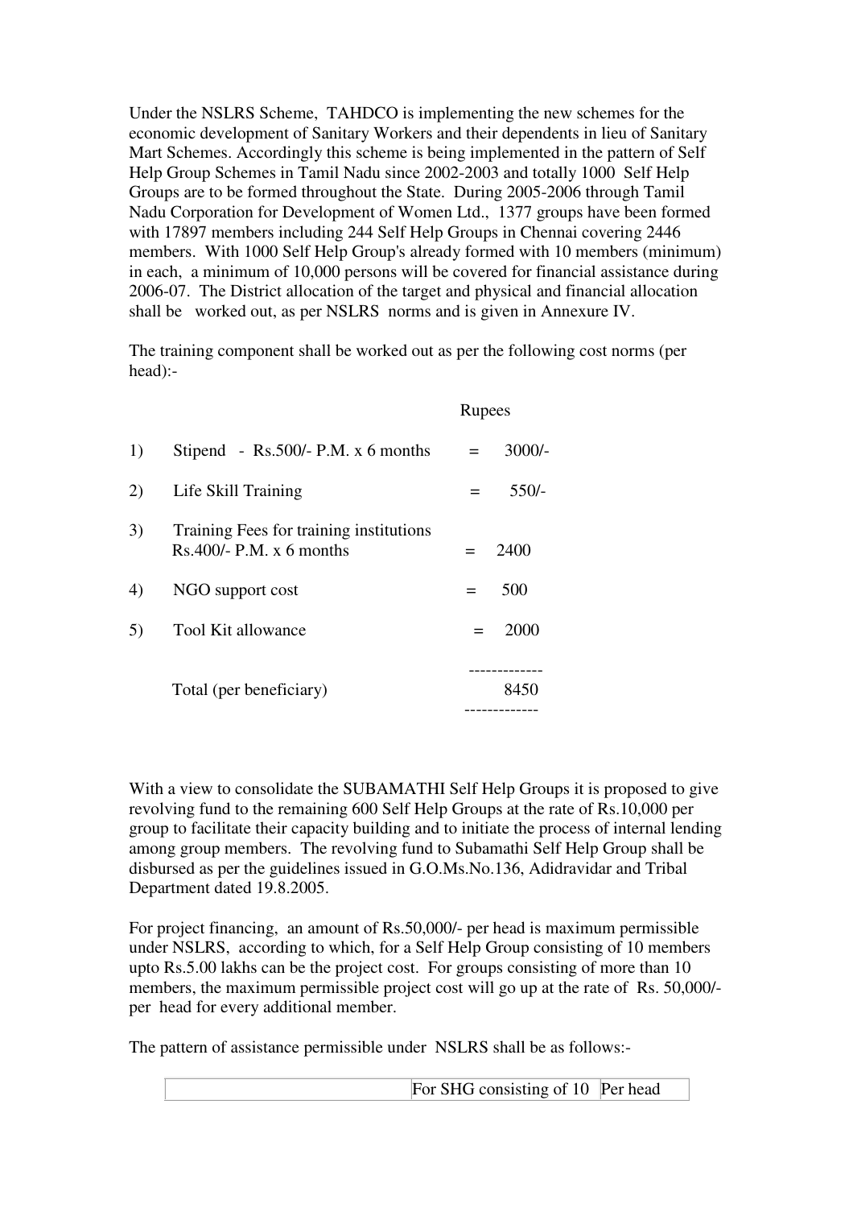Under the NSLRS Scheme, TAHDCO is implementing the new schemes for the economic development of Sanitary Workers and their dependents in lieu of Sanitary Mart Schemes. Accordingly this scheme is being implemented in the pattern of Self Help Group Schemes in Tamil Nadu since 2002-2003 and totally 1000 Self Help Groups are to be formed throughout the State. During 2005-2006 through Tamil Nadu Corporation for Development of Women Ltd., 1377 groups have been formed with 17897 members including 244 Self Help Groups in Chennai covering 2446 members. With 1000 Self Help Group's already formed with 10 members (minimum) in each, a minimum of 10,000 persons will be covered for financial assistance during 2006-07. The District allocation of the target and physical and financial allocation shall be worked out, as per NSLRS norms and is given in Annexure IV.

The training component shall be worked out as per the following cost norms (per head):-

| | | Rupees |
|---|---|---|
| 1) | Stipend - Rs.500/- P.M. x 6 months | = 3000/- |
| 2) | Life Skill Training | = 550/- |
| 3) | Training Fees for training institutions Rs.400/- P.M. x 6 months | = 2400 |
| 4) | NGO support cost | = 500 |
| 5) | Tool Kit allowance | = 2000 |
| | Total (per beneficiary) | 8450 |

With a view to consolidate the SUBAMATHI Self Help Groups it is proposed to give revolving fund to the remaining 600 Self Help Groups at the rate of Rs.10,000 per group to facilitate their capacity building and to initiate the process of internal lending among group members. The revolving fund to Subamathi Self Help Group shall be disbursed as per the guidelines issued in G.O.Ms.No.136, Adidravidar and Tribal Department dated 19.8.2005.

For project financing, an amount of Rs.50,000/- per head is maximum permissible under NSLRS, according to which, for a Self Help Group consisting of 10 members upto Rs.5.00 lakhs can be the project cost. For groups consisting of more than 10 members, the maximum permissible project cost will go up at the rate of Rs. 50,000/- per head for every additional member.

The pattern of assistance permissible under NSLRS shall be as follows:-

| | For SHG consisting of 10 | Per head |
|---|---|---|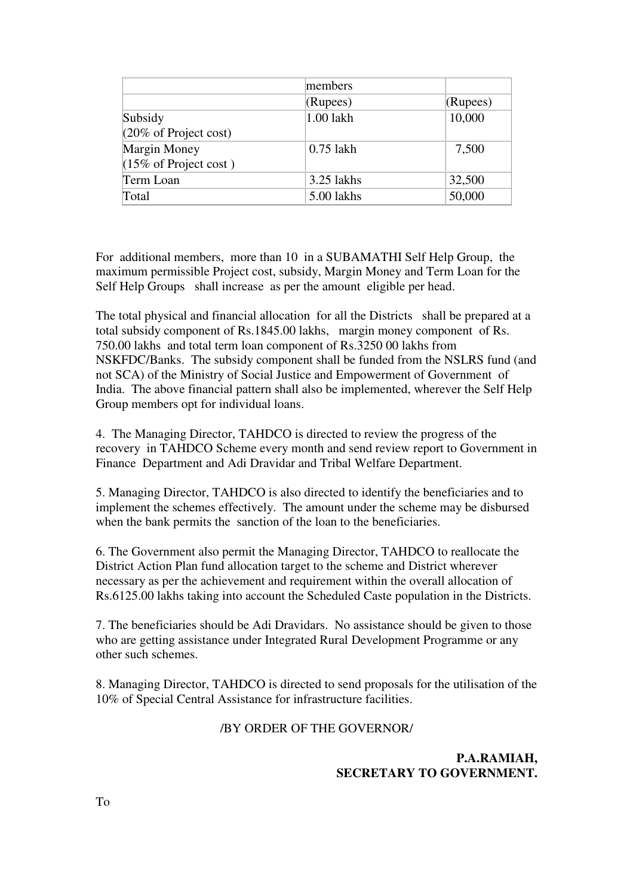| | members | |
|---|---|---|
| | (Rupees) | (Rupees) |
| Subsidy (20% of Project cost) | 1.00 lakh | 10,000 |
| Margin Money (15% of Project cost ) | 0.75 lakh | 7,500 |
| Term Loan | 3.25 lakhs | 32,500 |
| Total | 5.00 lakhs | 50,000 |

For additional members, more than 10 in a SUBAMATHI Self Help Group, the maximum permissible Project cost, subsidy, Margin Money and Term Loan for the Self Help Groups shall increase as per the amount eligible per head.

The total physical and financial allocation for all the Districts shall be prepared at a total subsidy component of Rs.1845.00 lakhs, margin money component of Rs. 750.00 lakhs and total term loan component of Rs.3250 00 lakhs from NSKFDC/Banks. The subsidy component shall be funded from the NSLRS fund (and not SCA) of the Ministry of Social Justice and Empowerment of Government of India. The above financial pattern shall also be implemented, wherever the Self Help Group members opt for individual loans.

4. The Managing Director, TAHDCO is directed to review the progress of the recovery in TAHDCO Scheme every month and send review report to Government in Finance Department and Adi Dravidar and Tribal Welfare Department.

5. Managing Director, TAHDCO is also directed to identify the beneficiaries and to implement the schemes effectively. The amount under the scheme may be disbursed when the bank permits the sanction of the loan to the beneficiaries.

6. The Government also permit the Managing Director, TAHDCO to reallocate the District Action Plan fund allocation target to the scheme and District wherever necessary as per the achievement and requirement within the overall allocation of Rs.6125.00 lakhs taking into account the Scheduled Caste population in the Districts.

7. The beneficiaries should be Adi Dravidars. No assistance should be given to those who are getting assistance under Integrated Rural Development Programme or any other such schemes.

8. Managing Director, TAHDCO is directed to send proposals for the utilisation of the 10% of Special Central Assistance for infrastructure facilities.

/BY ORDER OF THE GOVERNOR/

**P.A.RAMIAH,**
**SECRETARY TO GOVERNMENT.**

To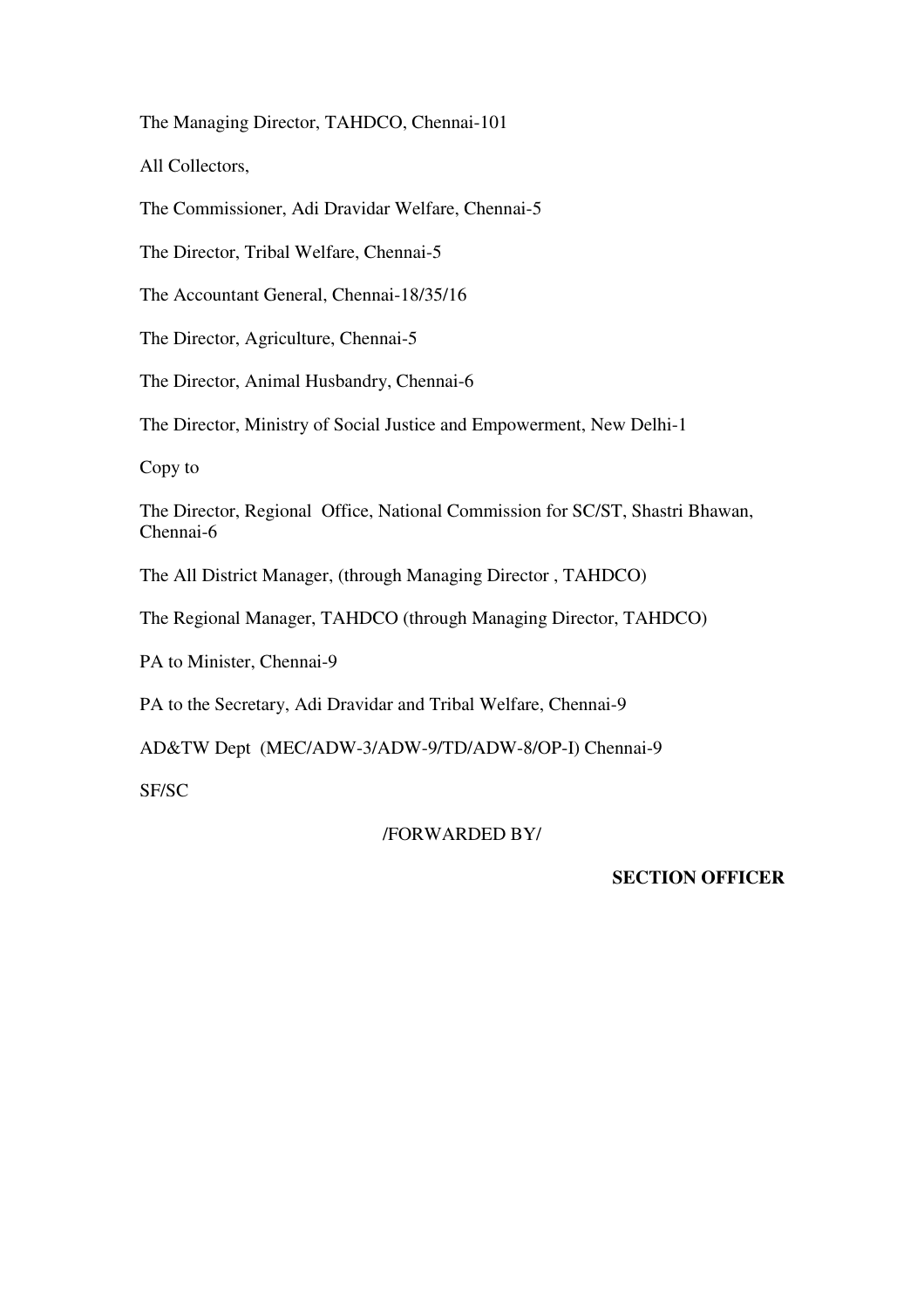The Managing Director, TAHDCO, Chennai-101

All Collectors,

The Commissioner, Adi Dravidar Welfare, Chennai-5

The Director, Tribal Welfare, Chennai-5

The Accountant General, Chennai-18/35/16

The Director, Agriculture, Chennai-5

The Director, Animal Husbandry, Chennai-6

The Director, Ministry of Social Justice and Empowerment, New Delhi-1

Copy to

The Director, Regional Office, National Commission for SC/ST, Shastri Bhawan, Chennai-6

The All District Manager, (through Managing Director , TAHDCO)

The Regional Manager, TAHDCO (through Managing Director, TAHDCO)

PA to Minister, Chennai-9

PA to the Secretary, Adi Dravidar and Tribal Welfare, Chennai-9

AD&TW Dept (MEC/ADW-3/ADW-9/TD/ADW-8/OP-I) Chennai-9

SF/SC

/FORWARDED BY/

**SECTION OFFICER**